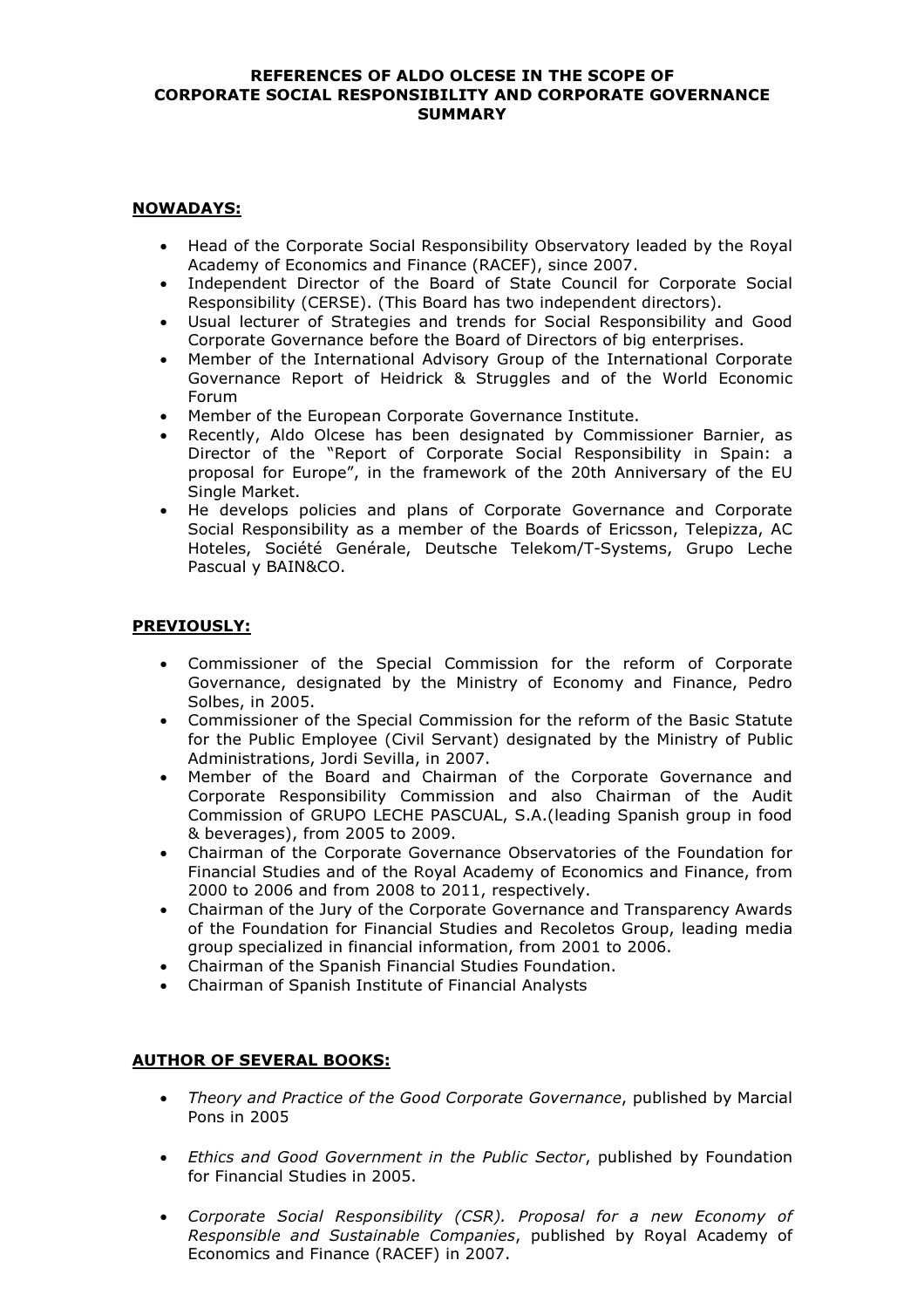# REFERENCES OF ALDO OLCESE IN THE SCOPE OF CORPORATE SOCIAL RESPONSIBILITY AND CORPORATE GOVERNANCE SUMMARY

## NOWADAYS:

- Head of the Corporate Social Responsibility Observatory leaded by the Royal Academy of Economics and Finance (RACEF), since 2007.
- Independent Director of the Board of State Council for Corporate Social Responsibility (CERSE). (This Board has two independent directors).
- Usual lecturer of Strategies and trends for Social Responsibility and Good Corporate Governance before the Board of Directors of big enterprises.
- Member of the International Advisory Group of the International Corporate Governance Report of Heidrick & Struggles and of the World Economic Forum
- Member of the European Corporate Governance Institute.
- Recently, Aldo Olcese has been designated by Commissioner Barnier, as Director of the "Report of Corporate Social Responsibility in Spain: a proposal for Europe", in the framework of the 20th Anniversary of the EU Single Market.
- He develops policies and plans of Corporate Governance and Corporate Social Responsibility as a member of the Boards of Ericsson, Telepizza, AC Hoteles, Société Genérale, Deutsche Telekom/T-Systems, Grupo Leche Pascual y BAIN&CO.

## PREVIOUSLY:

- Commissioner of the Special Commission for the reform of Corporate Governance, designated by the Ministry of Economy and Finance, Pedro Solbes, in 2005.
- Commissioner of the Special Commission for the reform of the Basic Statute for the Public Employee (Civil Servant) designated by the Ministry of Public Administrations, Jordi Sevilla, in 2007.
- Member of the Board and Chairman of the Corporate Governance and Corporate Responsibility Commission and also Chairman of the Audit Commission of GRUPO LECHE PASCUAL, S.A.(leading Spanish group in food & beverages), from 2005 to 2009.
- Chairman of the Corporate Governance Observatories of the Foundation for Financial Studies and of the Royal Academy of Economics and Finance, from 2000 to 2006 and from 2008 to 2011, respectively.
- Chairman of the Jury of the Corporate Governance and Transparency Awards of the Foundation for Financial Studies and Recoletos Group, leading media group specialized in financial information, from 2001 to 2006.
- Chairman of the Spanish Financial Studies Foundation.
- Chairman of Spanish Institute of Financial Analysts

## AUTHOR OF SEVERAL BOOKS:

- *Theory and Practice of the Good Corporate Governance*, published by Marcial Pons in 2005
- *Ethics and Good Government in the Public Sector*, published by Foundation for Financial Studies in 2005.
- *Corporate Social Responsibility (CSR). Proposal for a new Economy of Responsible and Sustainable Companies*, published by Royal Academy of Economics and Finance (RACEF) in 2007.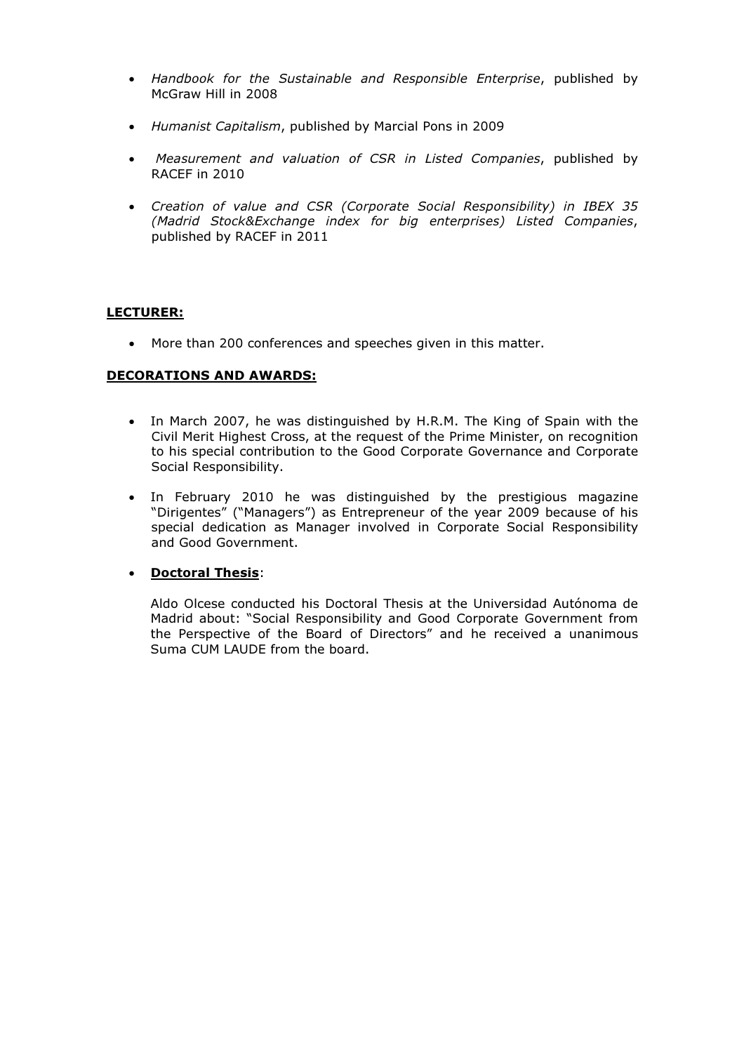- *Handbook for the Sustainable and Responsible Enterprise*, published by McGraw Hill in 2008

- *Humanist Capitalism*, published by Marcial Pons in 2009

- *Measurement and valuation of CSR in Listed Companies*, published by RACEF in 2010

- *Creation of value and CSR (Corporate Social Responsibility) in IBEX 35 (Madrid Stock&Exchange index for big enterprises) Listed Companies*, published by RACEF in 2011

**<u>LECTURER:</u>**

- More than 200 conferences and speeches given in this matter.

**<u>DECORATIONS AND AWARDS:</u>**

- In March 2007, he was distinguished by H.R.M. The King of Spain with the Civil Merit Highest Cross, at the request of the Prime Minister, on recognition to his special contribution to the Good Corporate Governance and Corporate Social Responsibility.

- In February 2010 he was distinguished by the prestigious magazine "Dirigentes" ("Managers") as Entrepreneur of the year 2009 because of his special dedication as Manager involved in Corporate Social Responsibility and Good Government.

- **<u>Doctoral Thesis</u>**:

  Aldo Olcese conducted his Doctoral Thesis at the Universidad Autónoma de Madrid about: "Social Responsibility and Good Corporate Government from the Perspective of the Board of Directors" and he received a unanimous Suma CUM LAUDE from the board.